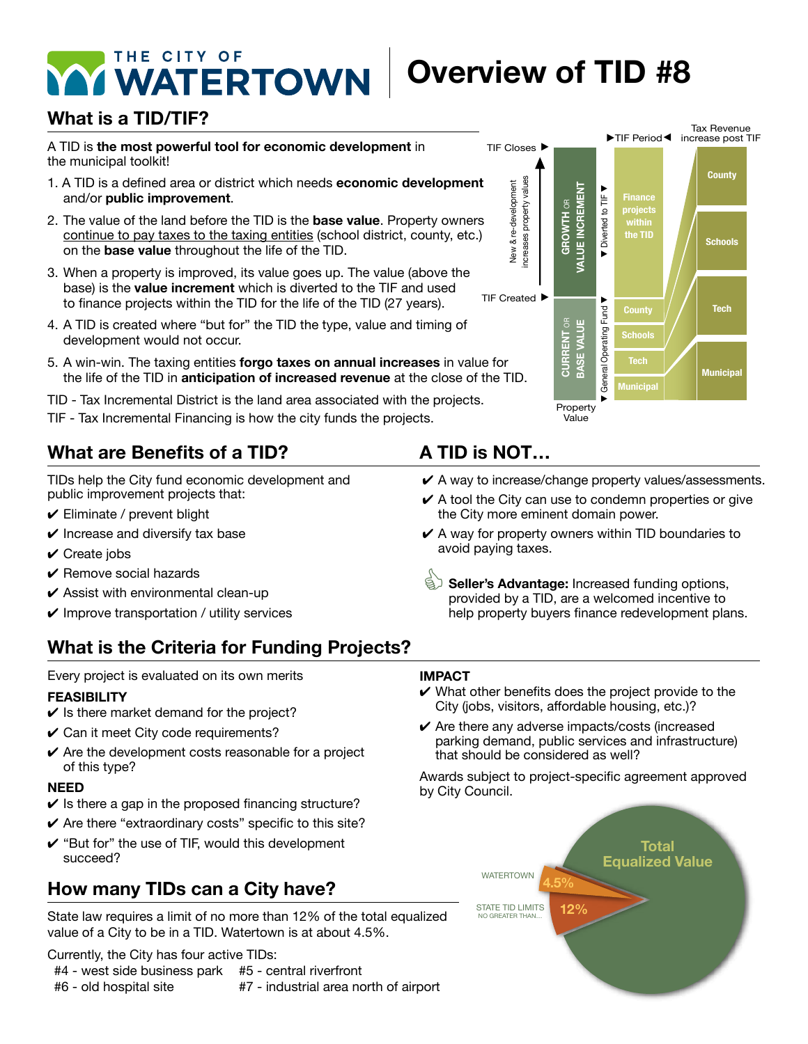# THE CITY OF WATERTOWN — Overview of TID #8

## What is a TID/TIF?

A TID is **the most powerful tool for economic development** in the municipal toolkit!

1. A TID is a defined area or district which needs **economic development** and/or **public improvement**.
2. The value of the land before the TID is the **base value**. Property owners continue to pay taxes to the taxing entities (school district, county, etc.) on the **base value** throughout the life of the TID.
3. When a property is improved, its value goes up. The value (above the base) is the **value increment** which is diverted to the TIF and used to finance projects within the TID for the life of the TID (27 years).
4. A TID is created where "but for" the TID the type, value and timing of development would not occur.
5. A win-win. The taxing entities **forgo taxes on annual increases** in value for the life of the TID in **anticipation of increased revenue** at the close of the TID.

TID - Tax Incremental District is the land area associated with the projects.

TIF - Tax Incremental Financing is how the city funds the projects.

## What are Benefits of a TID?

TIDs help the City fund economic development and public improvement projects that:

- ✔ Eliminate / prevent blight
- ✔ Increase and diversify tax base
- ✔ Create jobs
- ✔ Remove social hazards
- ✔ Assist with environmental clean-up
- ✔ Improve transportation / utility services

## A TID is NOT…

- ✔ A way to increase/change property values/assessments.
- ✔ A tool the City can use to condemn properties or give the City more eminent domain power.
- ✔ A way for property owners within TID boundaries to avoid paying taxes.

**Seller's Advantage:** Increased funding options, provided by a TID, are a welcomed incentive to help property buyers finance redevelopment plans.

## What is the Criteria for Funding Projects?

Every project is evaluated on its own merits

**FEASIBILITY**

- ✔ Is there market demand for the project?
- ✔ Can it meet City code requirements?
- ✔ Are the development costs reasonable for a project of this type?

**NEED**

- ✔ Is there a gap in the proposed financing structure?
- ✔ Are there "extraordinary costs" specific to this site?
- ✔ "But for" the use of TIF, would this development succeed?

**IMPACT**

- ✔ What other benefits does the project provide to the City (jobs, visitors, affordable housing, etc.)?
- ✔ Are there any adverse impacts/costs (increased parking demand, public services and infrastructure) that should be considered as well?

Awards subject to project-specific agreement approved by City Council.

## How many TIDs can a City have?

State law requires a limit of no more than 12% of the total equalized value of a City to be in a TID. Watertown is at about 4.5%.

Currently, the City has four active TIDs:

- #4 - west side business park
- #5 - central riverfront
- #6 - old hospital site
- #7 - industrial area north of airport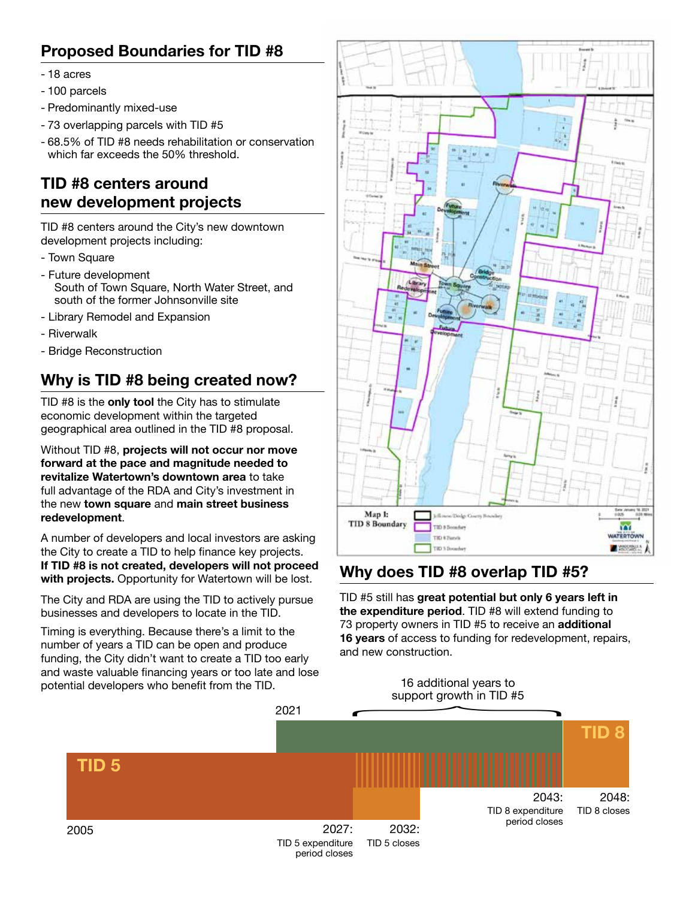## Proposed Boundaries for TID #8

- 18 acres
- 100 parcels
- Predominantly mixed-use
- 73 overlapping parcels with TID #5
- 68.5% of TID #8 needs rehabilitation or conservation which far exceeds the 50% threshold.

## TID #8 centers around new development projects

TID #8 centers around the City's new downtown development projects including:

- Town Square
- Future development
  South of Town Square, North Water Street, and south of the former Johnsonville site
- Library Remodel and Expansion
- Riverwalk
- Bridge Reconstruction

## Why is TID #8 being created now?

TID #8 is the **only tool** the City has to stimulate economic development within the targeted geographical area outlined in the TID #8 proposal.

Without TID #8, **projects will not occur nor move forward at the pace and magnitude needed to revitalize Watertown's downtown area** to take full advantage of the RDA and City's investment in the new **town square** and **main street business redevelopment**.

A number of developers and local investors are asking the City to create a TID to help finance key projects. **If TID #8 is not created, developers will not proceed with projects.** Opportunity for Watertown will be lost.

The City and RDA are using the TID to actively pursue businesses and developers to locate in the TID.

Timing is everything. Because there's a limit to the number of years a TID can be open and produce funding, the City didn't want to create a TID too early and waste valuable financing years or too late and lose potential developers who benefit from the TID.

Map 1: TID 8 Boundary

Jefferson/Dodge County Boundary
TID 8 Boundary
TID 8 Parcels
TID 5 Boundary

## Why does TID #8 overlap TID #5?

TID #5 still has **great potential but only 6 years left in the expenditure period**. TID #8 will extend funding to 73 property owners in TID #5 to receive an **additional 16 years** of access to funding for redevelopment, repairs, and new construction.

16 additional years to support growth in TID #5

TID 8 — 2021; 2043: TID 8 expenditure period closes; 2048: TID 8 closes

TID 5 — 2005; 2027: TID 5 expenditure period closes; 2032: TID 5 closes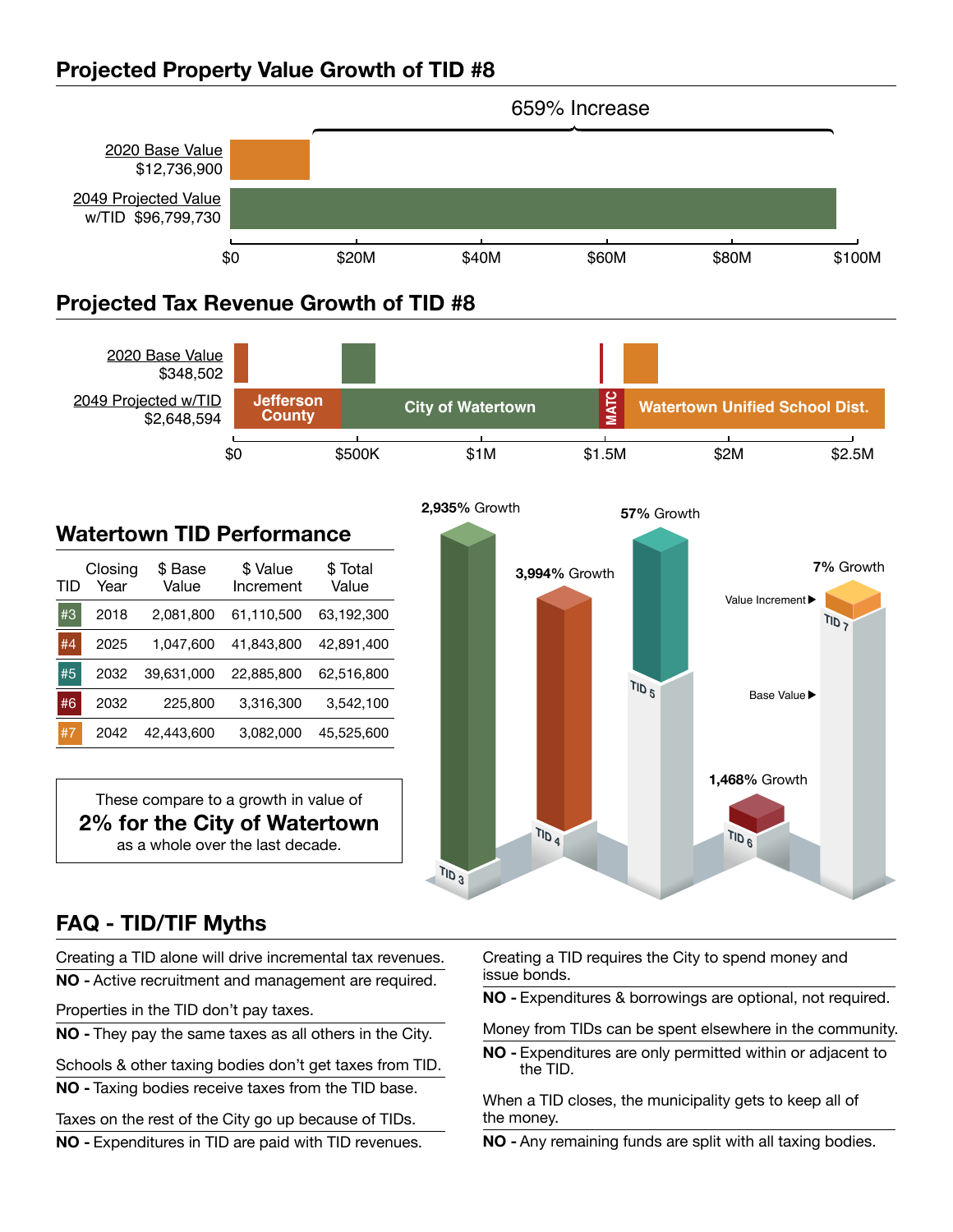## Projected Property Value Growth of TID #8

659% Increase

2020 Base Value $12,736,900

2049 Projected Value w/TID $96,799,730

$0 $20M $40M $60M $80M $100M

## Projected Tax Revenue Growth of TID #8

2020 Base Value $348,502

2049 Projected w/TID $2,648,594

Jefferson County | City of Watertown | MATC | Watertown Unified School Dist.

$0 $500K $1M $1.5M $2M $2.5M

## Watertown TID Performance

| TID | Closing Year | $ Base Value | $ Value Increment | $ Total Value |
|---|---|---|---|---|
| #3 | 2018 | 2,081,800 | 61,110,500 | 63,192,300 |
| #4 | 2025 | 1,047,600 | 41,843,800 | 42,891,400 |
| #5 | 2032 | 39,631,000 | 22,885,800 | 62,516,800 |
| #6 | 2032 | 225,800 | 3,316,300 | 3,542,100 |
| #7 | 2042 | 42,443,600 | 3,082,000 | 45,525,600 |

These compare to a growth in value of
**2% for the City of Watertown**
as a whole over the last decade.

**2,935%** Growth (TID 3)
**3,994%** Growth (TID 4)
**57%** Growth (TID 5)
**1,468%** Growth (TID 6)
**7%** Growth (TID 7)

Value Increment ▶
Base Value ▶

## FAQ - TID/TIF Myths

Creating a TID alone will drive incremental tax revenues.
**NO -** Active recruitment and management are required.

Properties in the TID don't pay taxes.
**NO -** They pay the same taxes as all others in the City.

Schools & other taxing bodies don't get taxes from TID.
**NO -** Taxing bodies receive taxes from the TID base.

Taxes on the rest of the City go up because of TIDs.
**NO -** Expenditures in TID are paid with TID revenues.

Creating a TID requires the City to spend money and issue bonds.
**NO -** Expenditures & borrowings are optional, not required.

Money from TIDs can be spent elsewhere in the community.
**NO -** Expenditures are only permitted within or adjacent to the TID.

When a TID closes, the municipality gets to keep all of the money.
**NO -** Any remaining funds are split with all taxing bodies.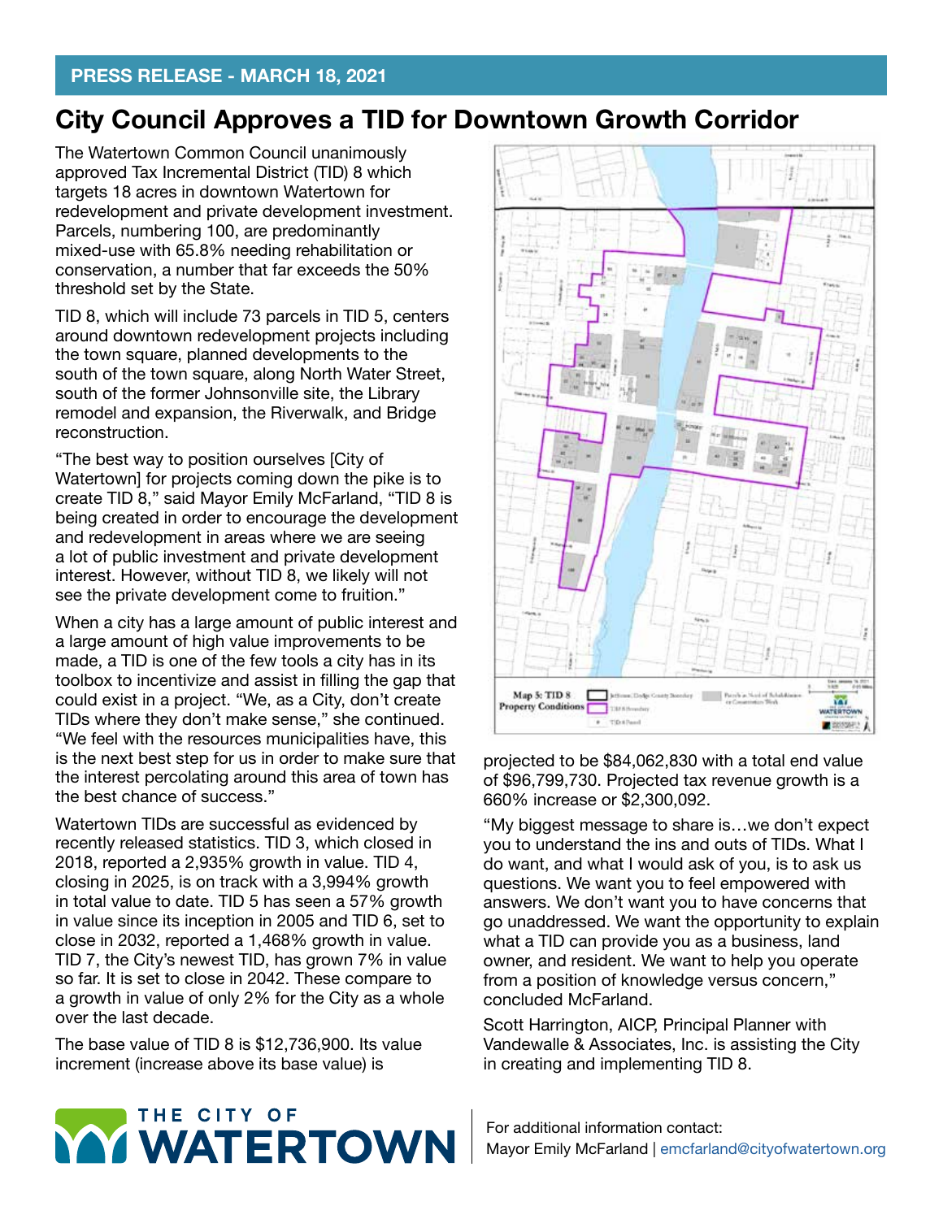PRESS RELEASE - MARCH 18, 2021

# City Council Approves a TID for Downtown Growth Corridor

The Watertown Common Council unanimously approved Tax Incremental District (TID) 8 which targets 18 acres in downtown Watertown for redevelopment and private development investment. Parcels, numbering 100, are predominantly mixed-use with 65.8% needing rehabilitation or conservation, a number that far exceeds the 50% threshold set by the State.

TID 8, which will include 73 parcels in TID 5, centers around downtown redevelopment projects including the town square, planned developments to the south of the town square, along North Water Street, south of the former Johnsonville site, the Library remodel and expansion, the Riverwalk, and Bridge reconstruction.

"The best way to position ourselves [City of Watertown] for projects coming down the pike is to create TID 8," said Mayor Emily McFarland, "TID 8 is being created in order to encourage the development and redevelopment in areas where we are seeing a lot of public investment and private development interest. However, without TID 8, we likely will not see the private development come to fruition."

When a city has a large amount of public interest and a large amount of high value improvements to be made, a TID is one of the few tools a city has in its toolbox to incentivize and assist in filling the gap that could exist in a project. "We, as a City, don't create TIDs where they don't make sense," she continued. "We feel with the resources municipalities have, this is the next best step for us in order to make sure that the interest percolating around this area of town has the best chance of success."

Watertown TIDs are successful as evidenced by recently released statistics. TID 3, which closed in 2018, reported a 2,935% growth in value. TID 4, closing in 2025, is on track with a 3,994% growth in total value to date. TID 5 has seen a 57% growth in value since its inception in 2005 and TID 6, set to close in 2032, reported a 1,468% growth in value. TID 7, the City's newest TID, has grown 7% in value so far. It is set to close in 2042. These compare to a growth in value of only 2% for the City as a whole over the last decade.

The base value of TID 8 is $12,736,900. Its value increment (increase above its base value) is projected to be $84,062,830 with a total end value of $96,799,730. Projected tax revenue growth is a 660% increase or $2,300,092.

Map 5: TID 8 Property Conditions

"My biggest message to share is…we don't expect you to understand the ins and outs of TIDs. What I do want, and what I would ask of you, is to ask us questions. We want you to feel empowered with answers. We don't want you to have concerns that go unaddressed. We want the opportunity to explain what a TID can provide you as a business, land owner, and resident. We want to help you operate from a position of knowledge versus concern," concluded McFarland.

Scott Harrington, AICP, Principal Planner with Vandewalle & Associates, Inc. is assisting the City in creating and implementing TID 8.

THE CITY OF WATERTOWN

For additional information contact:
Mayor Emily McFarland | emcfarland@cityofwatertown.org